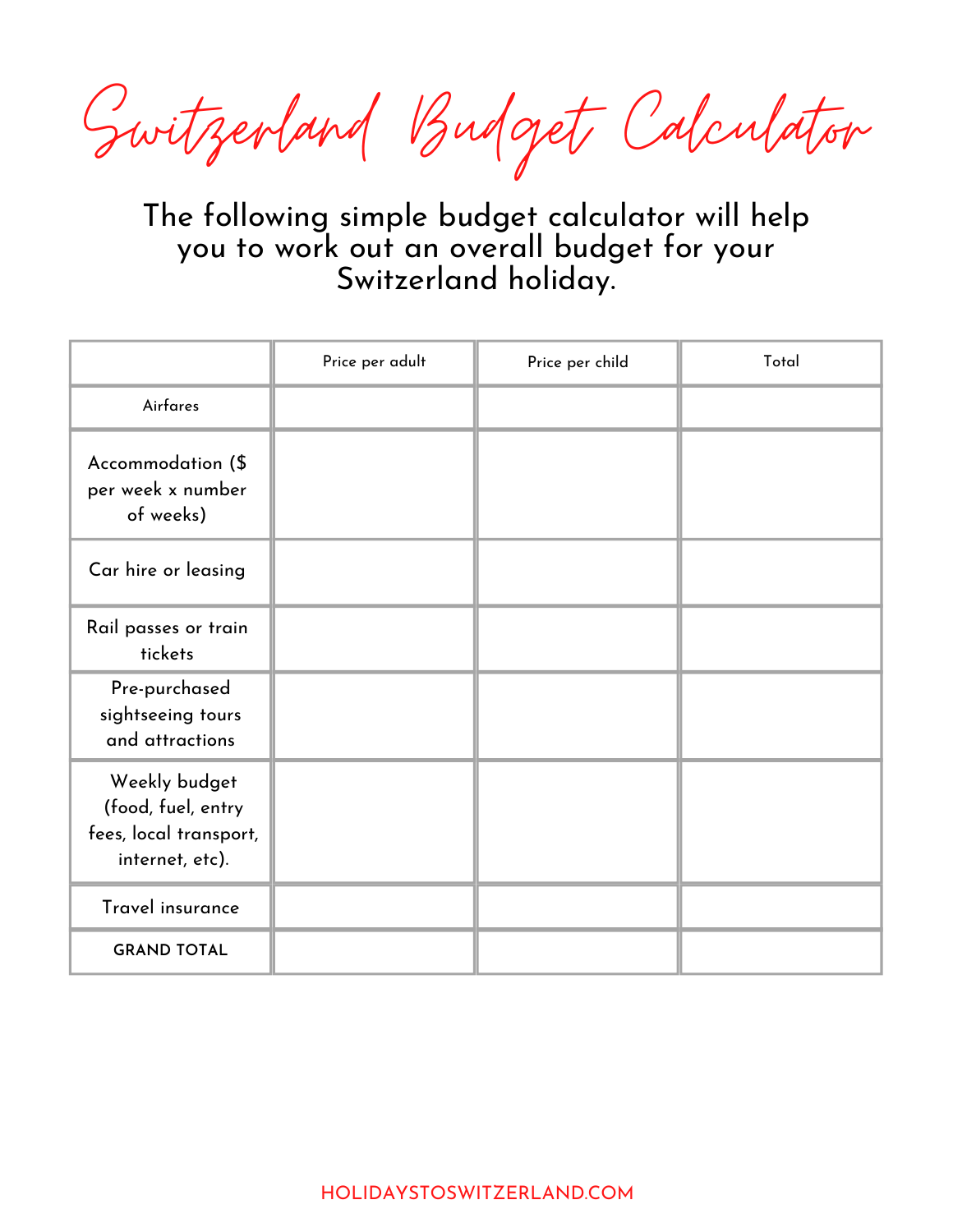# Switzerland Budget Calculator

The following simple budget calculator will help you to work out an overall budget for your Switzerland holiday.

| | Price per adult | Price per child | Total |
|---|---|---|---|
| Airfares | | | |
| Accommodation ($ per week x number of weeks) | | | |
| Car hire or leasing | | | |
| Rail passes or train tickets | | | |
| Pre-purchased sightseeing tours and attractions | | | |
| Weekly budget (food, fuel, entry fees, local transport, internet, etc). | | | |
| Travel insurance | | | |
| GRAND TOTAL | | | |

HOLIDAYSTOSWITZERLAND.COM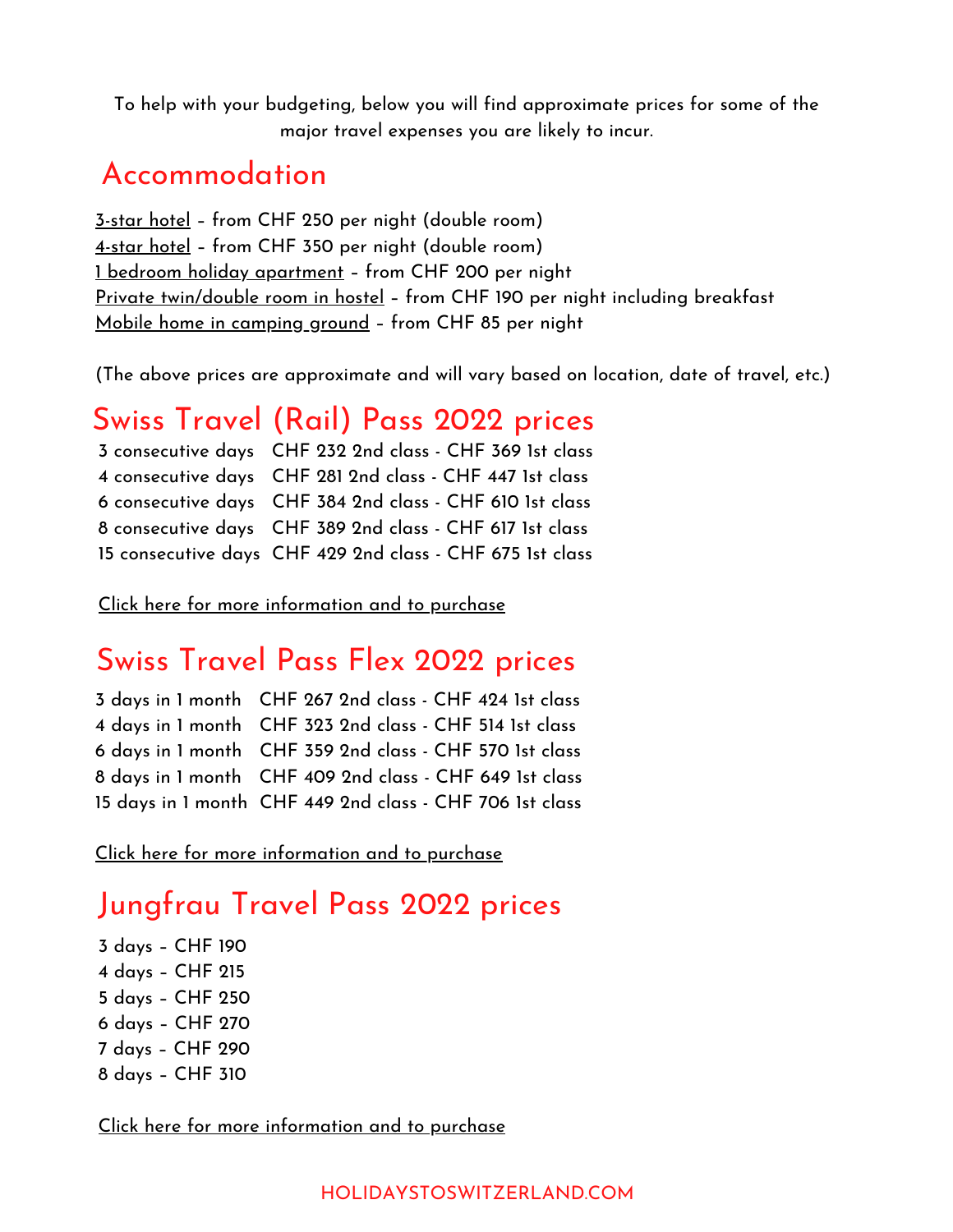To help with your budgeting, below you will find approximate prices for some of the major travel expenses you are likely to incur.

## Accommodation

3-star hotel – from CHF 250 per night (double room)
4-star hotel – from CHF 350 per night (double room)
1 bedroom holiday apartment – from CHF 200 per night
Private twin/double room in hostel – from CHF 190 per night including breakfast
Mobile home in camping ground – from CHF 85 per night

(The above prices are approximate and will vary based on location, date of travel, etc.)

## Swiss Travel (Rail) Pass 2022 prices

3 consecutive days CHF 232 2nd class - CHF 369 1st class
4 consecutive days CHF 281 2nd class - CHF 447 1st class
6 consecutive days CHF 384 2nd class - CHF 610 1st class
8 consecutive days CHF 389 2nd class - CHF 617 1st class
15 consecutive days CHF 429 2nd class - CHF 675 1st class

Click here for more information and to purchase

## Swiss Travel Pass Flex 2022 prices

3 days in 1 month CHF 267 2nd class - CHF 424 1st class
4 days in 1 month CHF 323 2nd class - CHF 514 1st class
6 days in 1 month CHF 359 2nd class - CHF 570 1st class
8 days in 1 month CHF 409 2nd class - CHF 649 1st class
15 days in 1 month CHF 449 2nd class - CHF 706 1st class

Click here for more information and to purchase

## Jungfrau Travel Pass 2022 prices

3 days – CHF 190
4 days – CHF 215
5 days – CHF 250
6 days – CHF 270
7 days – CHF 290
8 days – CHF 310

Click here for more information and to purchase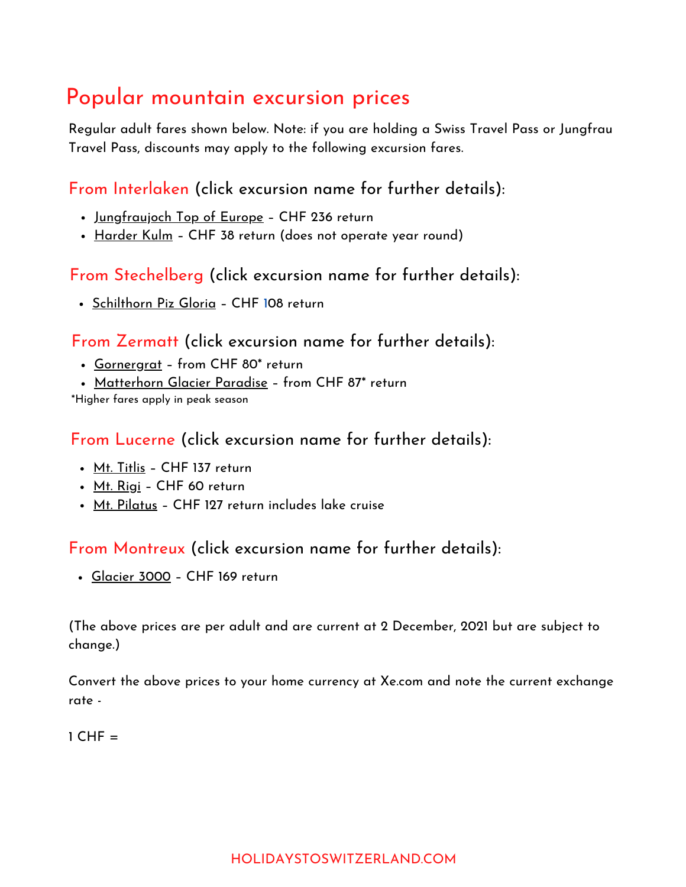## Popular mountain excursion prices

Regular adult fares shown below. Note: if you are holding a Swiss Travel Pass or Jungfrau Travel Pass, discounts may apply to the following excursion fares.

### From Interlaken (click excursion name for further details):

- Jungfraujoch Top of Europe – CHF 236 return
- Harder Kulm – CHF 38 return (does not operate year round)

### From Stechelberg (click excursion name for further details):

- Schilthorn Piz Gloria – CHF 108 return

### From Zermatt (click excursion name for further details):

- Gornergrat – from CHF 80* return
- Matterhorn Glacier Paradise – from CHF 87* return

*Higher fares apply in peak season

### From Lucerne (click excursion name for further details):

- Mt. Titlis – CHF 137 return
- Mt. Rigi – CHF 60 return
- Mt. Pilatus – CHF 127 return includes lake cruise

### From Montreux (click excursion name for further details):

- Glacier 3000 – CHF 169 return

(The above prices are per adult and are current at 2 December, 2021 but are subject to change.)

Convert the above prices to your home currency at Xe.com and note the current exchange rate -

1 CHF =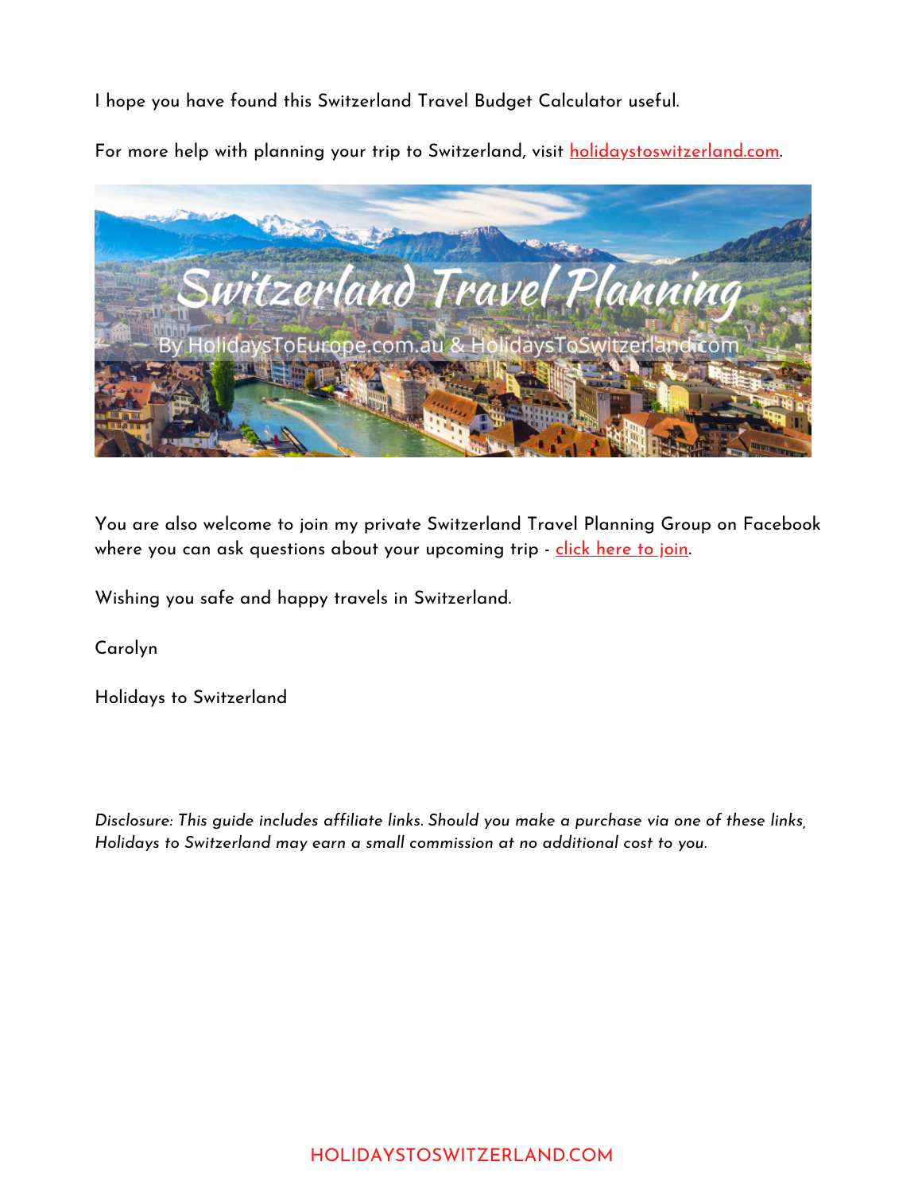I hope you have found this Switzerland Travel Budget Calculator useful.

For more help with planning your trip to Switzerland, visit holidaystoswitzerland.com.

You are also welcome to join my private Switzerland Travel Planning Group on Facebook where you can ask questions about your upcoming trip - click here to join.

Wishing you safe and happy travels in Switzerland.

Carolyn

Holidays to Switzerland

*Disclosure: This guide includes affiliate links. Should you make a purchase via one of these links, Holidays to Switzerland may earn a small commission at no additional cost to you.*